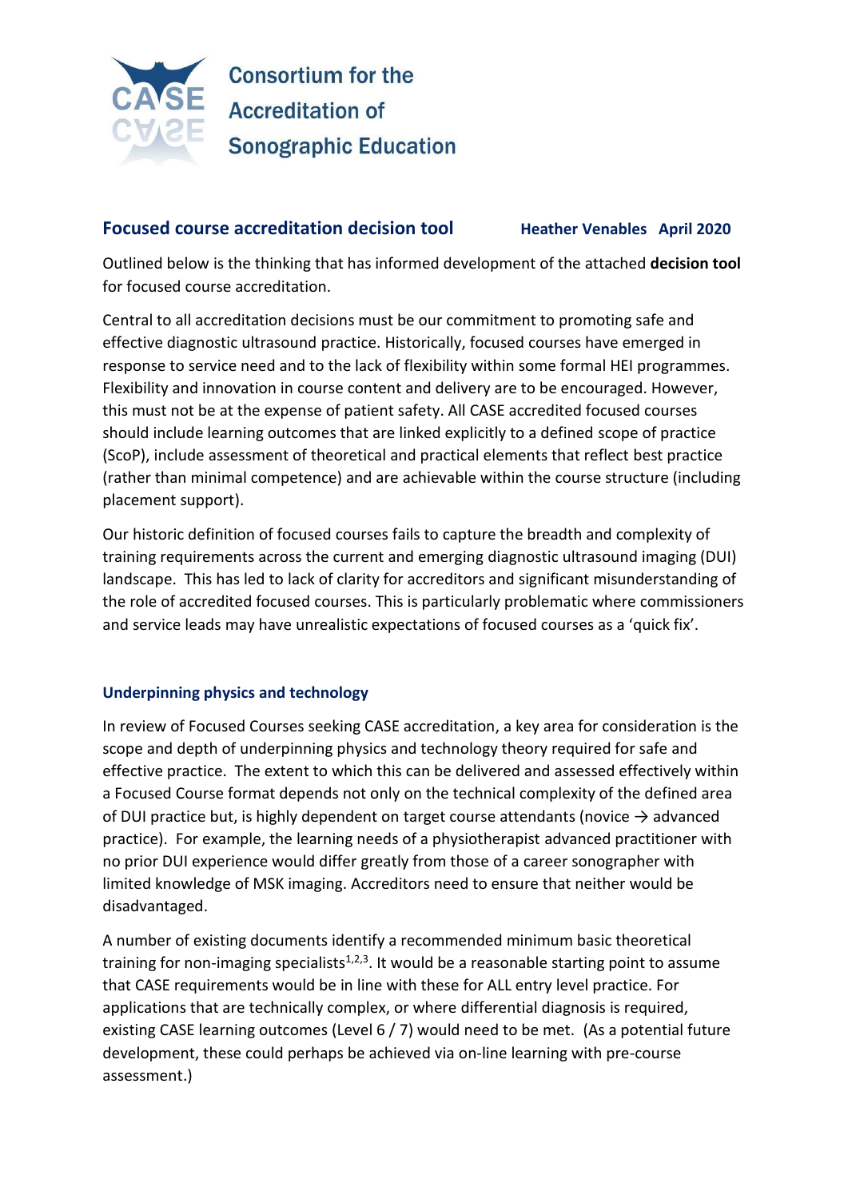# Consortium for the Accreditation of Sonographic Education

## Focused course accreditation decision tool

**Heather Venables April 2020**

Outlined below is the thinking that has informed development of the attached **decision tool** for focused course accreditation.

Central to all accreditation decisions must be our commitment to promoting safe and effective diagnostic ultrasound practice. Historically, focused courses have emerged in response to service need and to the lack of flexibility within some formal HEI programmes. Flexibility and innovation in course content and delivery are to be encouraged. However, this must not be at the expense of patient safety. All CASE accredited focused courses should include learning outcomes that are linked explicitly to a defined scope of practice (ScoP), include assessment of theoretical and practical elements that reflect best practice (rather than minimal competence) and are achievable within the course structure (including placement support).

Our historic definition of focused courses fails to capture the breadth and complexity of training requirements across the current and emerging diagnostic ultrasound imaging (DUI) landscape. This has led to lack of clarity for accreditors and significant misunderstanding of the role of accredited focused courses. This is particularly problematic where commissioners and service leads may have unrealistic expectations of focused courses as a 'quick fix'.

### Underpinning physics and technology

In review of Focused Courses seeking CASE accreditation, a key area for consideration is the scope and depth of underpinning physics and technology theory required for safe and effective practice. The extent to which this can be delivered and assessed effectively within a Focused Course format depends not only on the technical complexity of the defined area of DUI practice but, is highly dependent on target course attendants (novice → advanced practice). For example, the learning needs of a physiotherapist advanced practitioner with no prior DUI experience would differ greatly from those of a career sonographer with limited knowledge of MSK imaging. Accreditors need to ensure that neither would be disadvantaged.

A number of existing documents identify a recommended minimum basic theoretical training for non-imaging specialists[1,2,3]. It would be a reasonable starting point to assume that CASE requirements would be in line with these for ALL entry level practice. For applications that are technically complex, or where differential diagnosis is required, existing CASE learning outcomes (Level 6 / 7) would need to be met. (As a potential future development, these could perhaps be achieved via on-line learning with pre-course assessment.)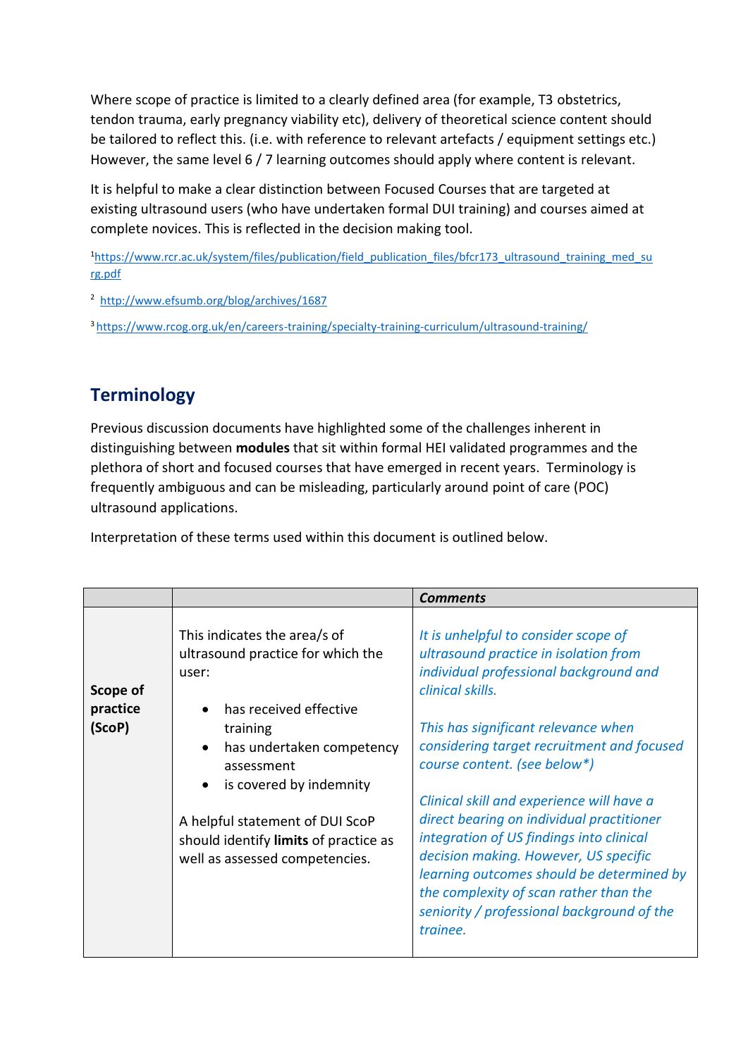Where scope of practice is limited to a clearly defined area (for example, T3 obstetrics, tendon trauma, early pregnancy viability etc), delivery of theoretical science content should be tailored to reflect this. (i.e. with reference to relevant artefacts / equipment settings etc.) However, the same level 6 / 7 learning outcomes should apply where content is relevant.

It is helpful to make a clear distinction between Focused Courses that are targeted at existing ultrasound users (who have undertaken formal DUI training) and courses aimed at complete novices. This is reflected in the decision making tool.

[1] https://www.rcr.ac.uk/system/files/publication/field_publication_files/bfcr173_ultrasound_training_med_surg.pdf

[2] http://www.efsumb.org/blog/archives/1687

[3] https://www.rcog.org.uk/en/careers-training/specialty-training-curriculum/ultrasound-training/

## Terminology

Previous discussion documents have highlighted some of the challenges inherent in distinguishing between **modules** that sit within formal HEI validated programmes and the plethora of short and focused courses that have emerged in recent years. Terminology is frequently ambiguous and can be misleading, particularly around point of care (POC) ultrasound applications.

Interpretation of these terms used within this document is outlined below.

| | | ***Comments*** |
|---|---|---|
| **Scope of practice (ScoP)** | This indicates the area/s of ultrasound practice for which the user:<br>• has received effective training<br>• has undertaken competency assessment<br>• is covered by indemnity<br><br>A helpful statement of DUI ScoP should identify **limits** of practice as well as assessed competencies. | *It is unhelpful to consider scope of ultrasound practice in isolation from individual professional background and clinical skills.*<br><br>*This has significant relevance when considering target recruitment and focused course content. (see below*)*<br><br>*Clinical skill and experience will have a direct bearing on individual practitioner integration of US findings into clinical decision making. However, US specific learning outcomes should be determined by the complexity of scan rather than the seniority / professional background of the trainee.* |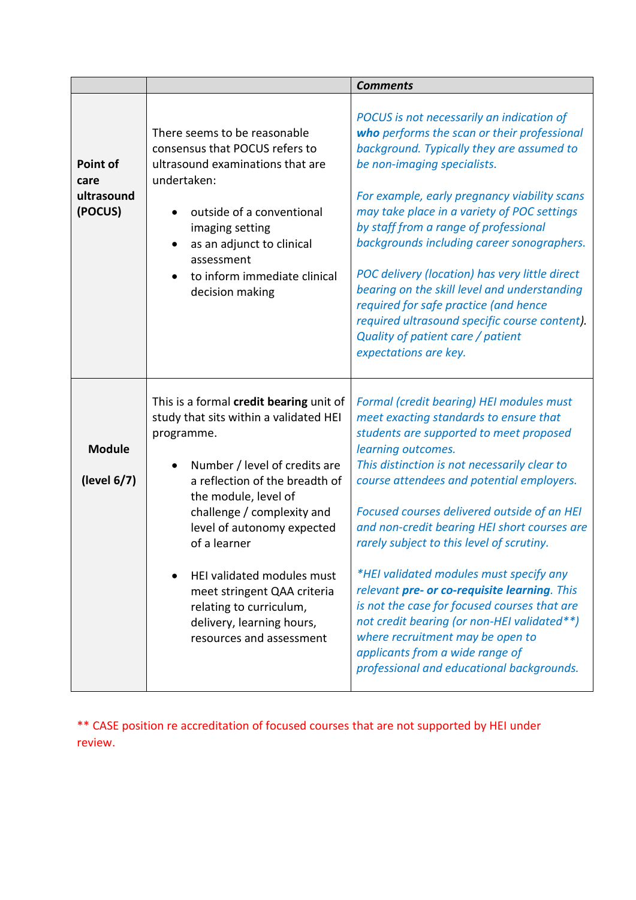| | | *Comments* |
|---|---|---|
| **Point of care ultrasound (POCUS)** | There seems to be reasonable consensus that POCUS refers to ultrasound examinations that are undertaken:<br><br>• outside of a conventional imaging setting<br>• as an adjunct to clinical assessment<br>• to inform immediate clinical decision making | *POCUS is not necessarily an indication of **who** performs the scan or their professional background. Typically they are assumed to be non-imaging specialists.*<br><br>*For example, early pregnancy viability scans may take place in a variety of POC settings by staff from a range of professional backgrounds including career sonographers.*<br><br>*POC delivery (location) has very little direct bearing on the skill level and understanding required for safe practice (and hence required ultrasound specific course content). Quality of patient care / patient expectations are key.* |
| **Module**<br><br>**(level 6/7)** | This is a formal **credit bearing** unit of study that sits within a validated HEI programme.<br><br>• Number / level of credits are a reflection of the breadth of the module, level of challenge / complexity and level of autonomy expected of a learner<br><br>• HEI validated modules must meet stringent QAA criteria relating to curriculum, delivery, learning hours, resources and assessment | *Formal (credit bearing) HEI modules must meet exacting standards to ensure that students are supported to meet proposed learning outcomes.*<br>*This distinction is not necessarily clear to course attendees and potential employers.*<br><br>*Focused courses delivered outside of an HEI and non-credit bearing HEI short courses are rarely subject to this level of scrutiny.*<br><br>*\*HEI validated modules must specify any relevant **pre- or co-requisite learning**. This is not the case for focused courses that are not credit bearing (or non-HEI validated\*\*) where recruitment may be open to applicants from a wide range of professional and educational backgrounds.* |

** CASE position re accreditation of focused courses that are not supported by HEI under review.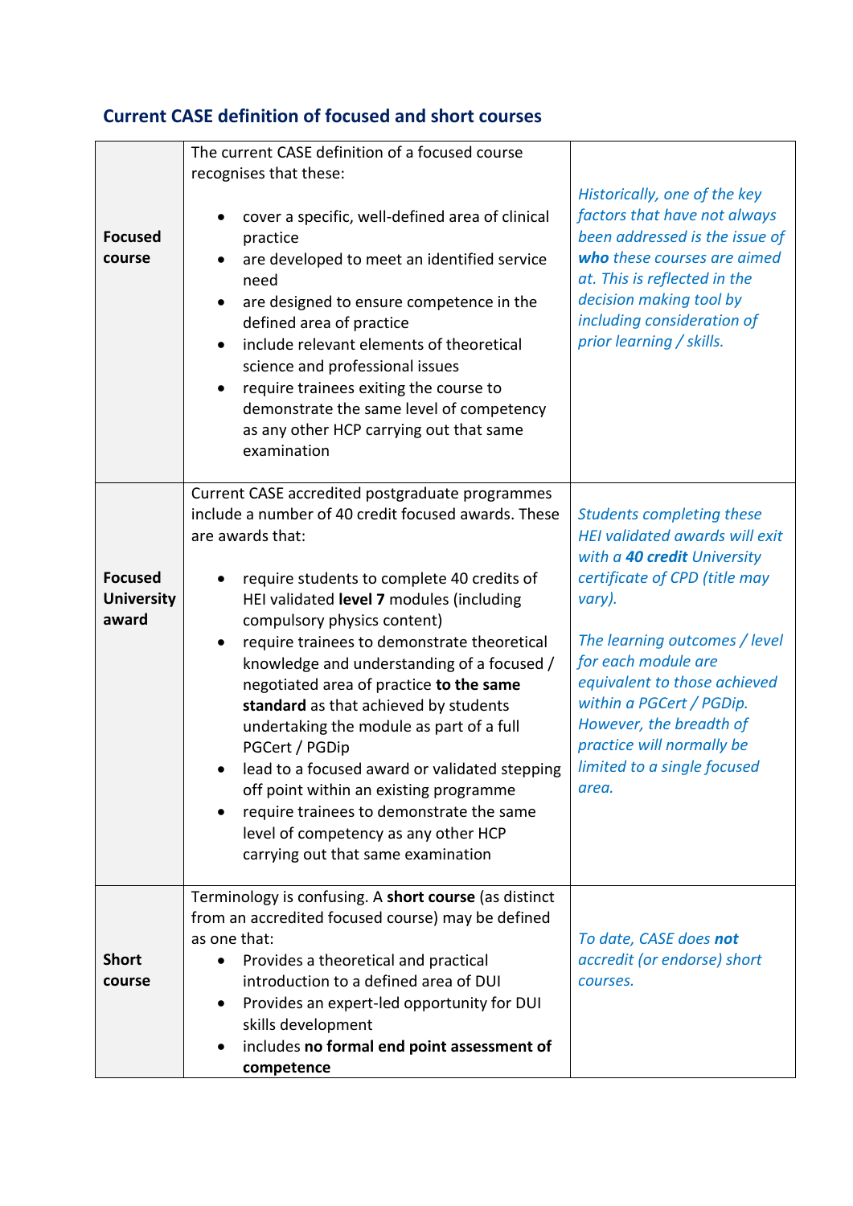## Current CASE definition of focused and short courses

| | | |
|---|---|---|
| **Focused course** | The current CASE definition of a focused course recognises that these:<br><br>• cover a specific, well-defined area of clinical practice<br>• are developed to meet an identified service need<br>• are designed to ensure competence in the defined area of practice<br>• include relevant elements of theoretical science and professional issues<br>• require trainees exiting the course to demonstrate the same level of competency as any other HCP carrying out that same examination | *Historically, one of the key factors that have not always been addressed is the issue of **who** these courses are aimed at. This is reflected in the decision making tool by including consideration of prior learning / skills.* |
| **Focused University award** | Current CASE accredited postgraduate programmes include a number of 40 credit focused awards. These are awards that:<br><br>• require students to complete 40 credits of HEI validated **level 7** modules (including compulsory physics content)<br>• require trainees to demonstrate theoretical knowledge and understanding of a focused / negotiated area of practice **to the same standard** as that achieved by students undertaking the module as part of a full PGCert / PGDip<br>• lead to a focused award or validated stepping off point within an existing programme<br>• require trainees to demonstrate the same level of competency as any other HCP carrying out that same examination | *Students completing these HEI validated awards will exit with a **40 credit** University certificate of CPD (title may vary).*<br><br>*The learning outcomes / level for each module are equivalent to those achieved within a PGCert / PGDip. However, the breadth of practice will normally be limited to a single focused area.* |
| **Short course** | Terminology is confusing. A **short course** (as distinct from an accredited focused course) may be defined as one that:<br>• Provides a theoretical and practical introduction to a defined area of DUI<br>• Provides an expert-led opportunity for DUI skills development<br>• includes **no formal end point assessment of competence** | *To date, CASE does **not** accredit (or endorse) short courses.* |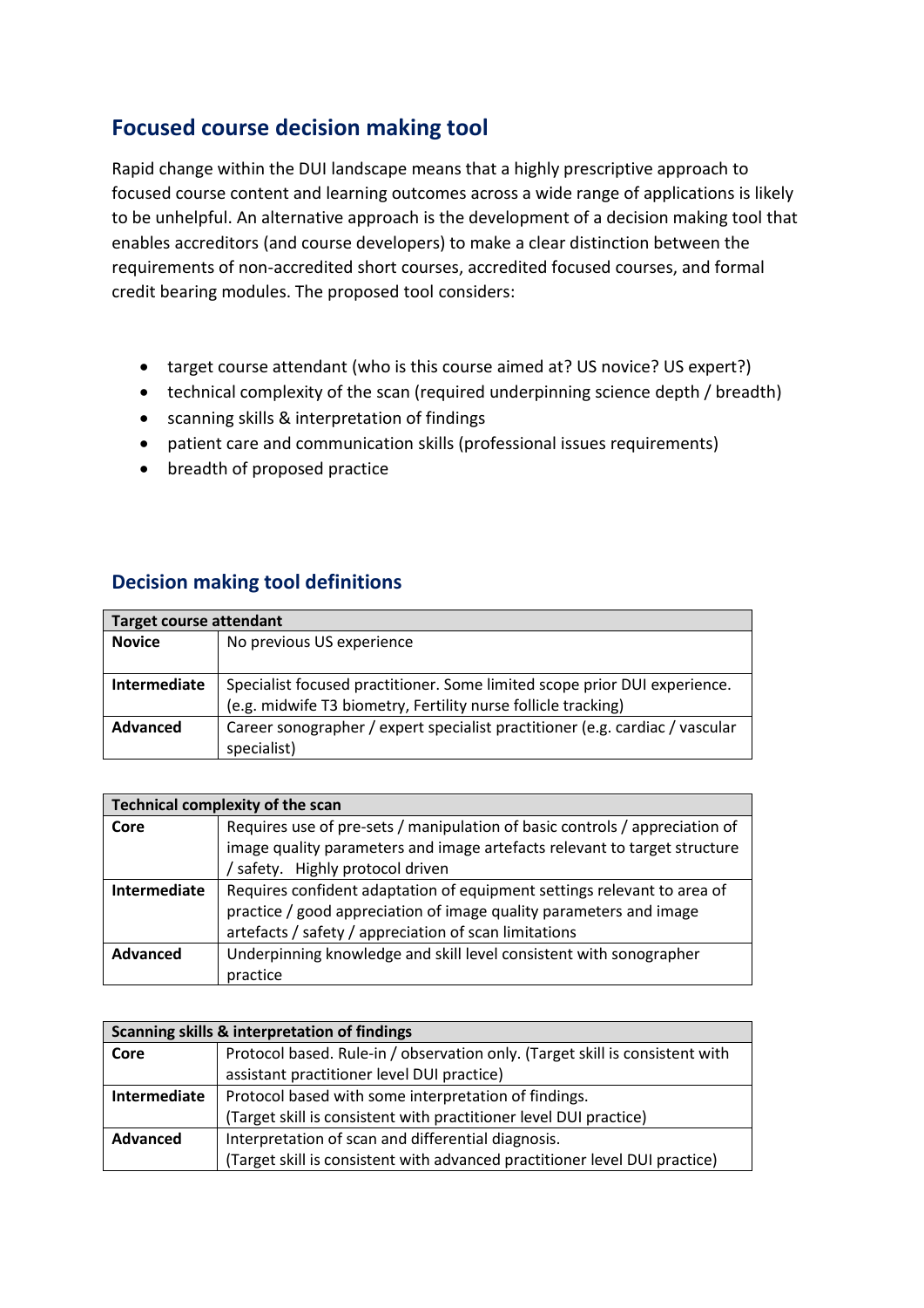## Focused course decision making tool

Rapid change within the DUI landscape means that a highly prescriptive approach to focused course content and learning outcomes across a wide range of applications is likely to be unhelpful. An alternative approach is the development of a decision making tool that enables accreditors (and course developers) to make a clear distinction between the requirements of non-accredited short courses, accredited focused courses, and formal credit bearing modules. The proposed tool considers:

- target course attendant (who is this course aimed at? US novice? US expert?)
- technical complexity of the scan (required underpinning science depth / breadth)
- scanning skills & interpretation of findings
- patient care and communication skills (professional issues requirements)
- breadth of proposed practice

## Decision making tool definitions

| **Target course attendant** | |
|---|---|
| **Novice** | No previous US experience |
| **Intermediate** | Specialist focused practitioner. Some limited scope prior DUI experience. (e.g. midwife T3 biometry, Fertility nurse follicle tracking) |
| **Advanced** | Career sonographer / expert specialist practitioner (e.g. cardiac / vascular specialist) |

| **Technical complexity of the scan** | |
|---|---|
| **Core** | Requires use of pre-sets / manipulation of basic controls / appreciation of image quality parameters and image artefacts relevant to target structure / safety. Highly protocol driven |
| **Intermediate** | Requires confident adaptation of equipment settings relevant to area of practice / good appreciation of image quality parameters and image artefacts / safety / appreciation of scan limitations |
| **Advanced** | Underpinning knowledge and skill level consistent with sonographer practice |

| **Scanning skills & interpretation of findings** | |
|---|---|
| **Core** | Protocol based. Rule-in / observation only. (Target skill is consistent with assistant practitioner level DUI practice) |
| **Intermediate** | Protocol based with some interpretation of findings. (Target skill is consistent with practitioner level DUI practice) |
| **Advanced** | Interpretation of scan and differential diagnosis. (Target skill is consistent with advanced practitioner level DUI practice) |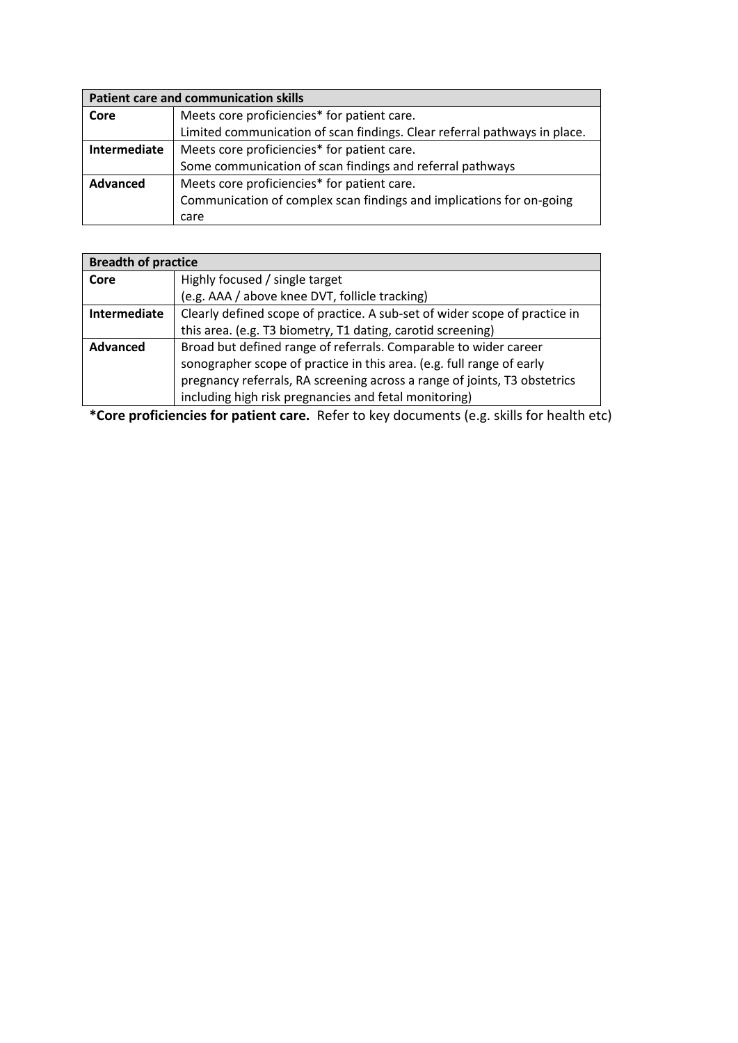| Patient care and communication skills | |
|---|---|
| **Core** | Meets core proficiencies* for patient care.<br>Limited communication of scan findings. Clear referral pathways in place. |
| **Intermediate** | Meets core proficiencies* for patient care.<br>Some communication of scan findings and referral pathways |
| **Advanced** | Meets core proficiencies* for patient care.<br>Communication of complex scan findings and implications for on-going care |

| Breadth of practice | |
|---|---|
| **Core** | Highly focused / single target<br>(e.g. AAA / above knee DVT, follicle tracking) |
| **Intermediate** | Clearly defined scope of practice. A sub-set of wider scope of practice in this area. (e.g. T3 biometry, T1 dating, carotid screening) |
| **Advanced** | Broad but defined range of referrals. Comparable to wider career sonographer scope of practice in this area. (e.g. full range of early pregnancy referrals, RA screening across a range of joints, T3 obstetrics including high risk pregnancies and fetal monitoring) |

**\*Core proficiencies for patient care.** Refer to key documents (e.g. skills for health etc)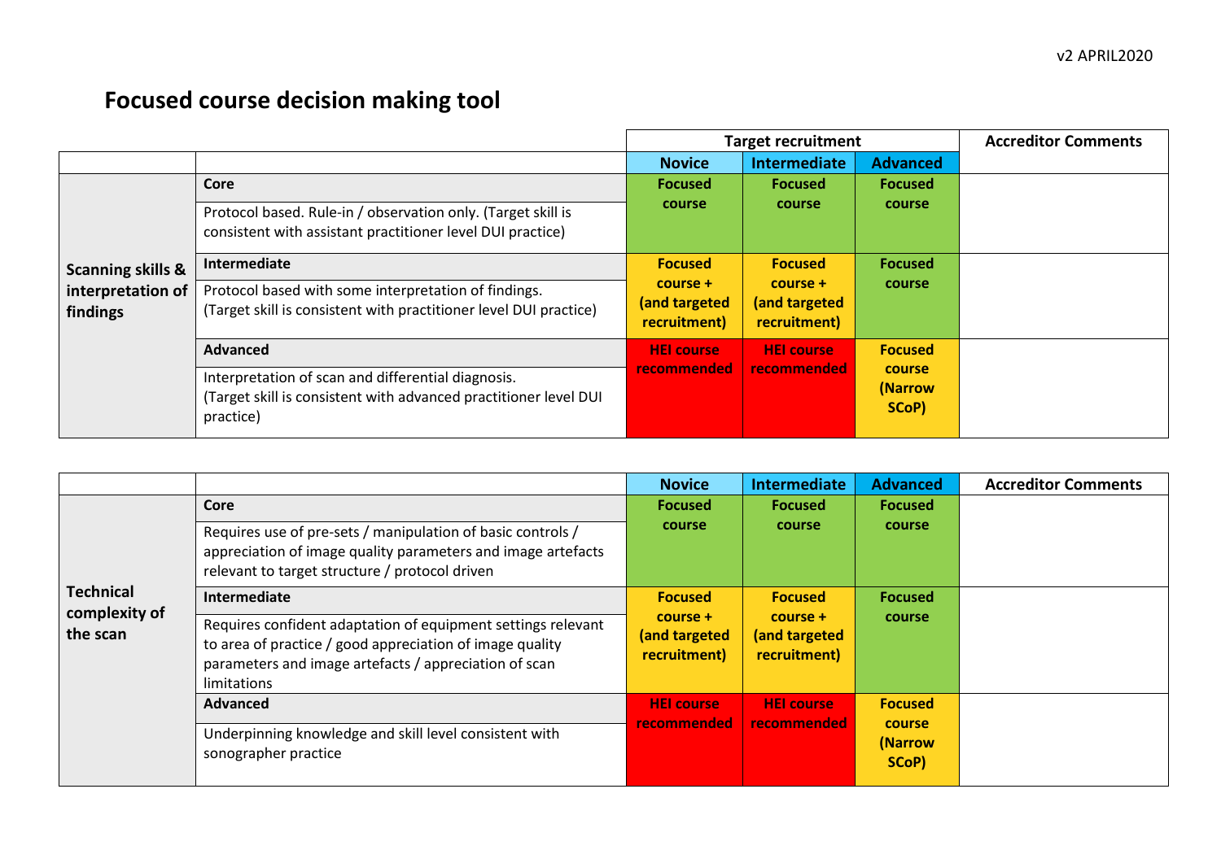# Focused course decision making tool

| | | Target recruitment | | | Accreditor Comments |
|---|---|---|---|---|---|
| | | **Novice** | **Intermediate** | **Advanced** | |
| **Scanning skills & interpretation of findings** | **Core**<br>Protocol based. Rule-in / observation only. (Target skill is consistent with assistant practitioner level DUI practice) | **Focused course** | **Focused course** | **Focused course** | |
| | **Intermediate**<br>Protocol based with some interpretation of findings. (Target skill is consistent with practitioner level DUI practice) | **Focused course + (and targeted recruitment)** | **Focused course + (and targeted recruitment)** | **Focused course** | |
| | **Advanced**<br>Interpretation of scan and differential diagnosis. (Target skill is consistent with advanced practitioner level DUI practice) | **HEI course recommended** | **HEI course recommended** | **Focused course (Narrow SCoP)** | |

| | | **Novice** | **Intermediate** | **Advanced** | **Accreditor Comments** |
|---|---|---|---|---|---|
| **Technical complexity of the scan** | **Core**<br>Requires use of pre-sets / manipulation of basic controls / appreciation of image quality parameters and image artefacts relevant to target structure / protocol driven | **Focused course** | **Focused course** | **Focused course** | |
| | **Intermediate**<br>Requires confident adaptation of equipment settings relevant to area of practice / good appreciation of image quality parameters and image artefacts / appreciation of scan limitations | **Focused course + (and targeted recruitment)** | **Focused course + (and targeted recruitment)** | **Focused course** | |
| | **Advanced**<br>Underpinning knowledge and skill level consistent with sonographer practice | **HEI course recommended** | **HEI course recommended** | **Focused course (Narrow SCoP)** | |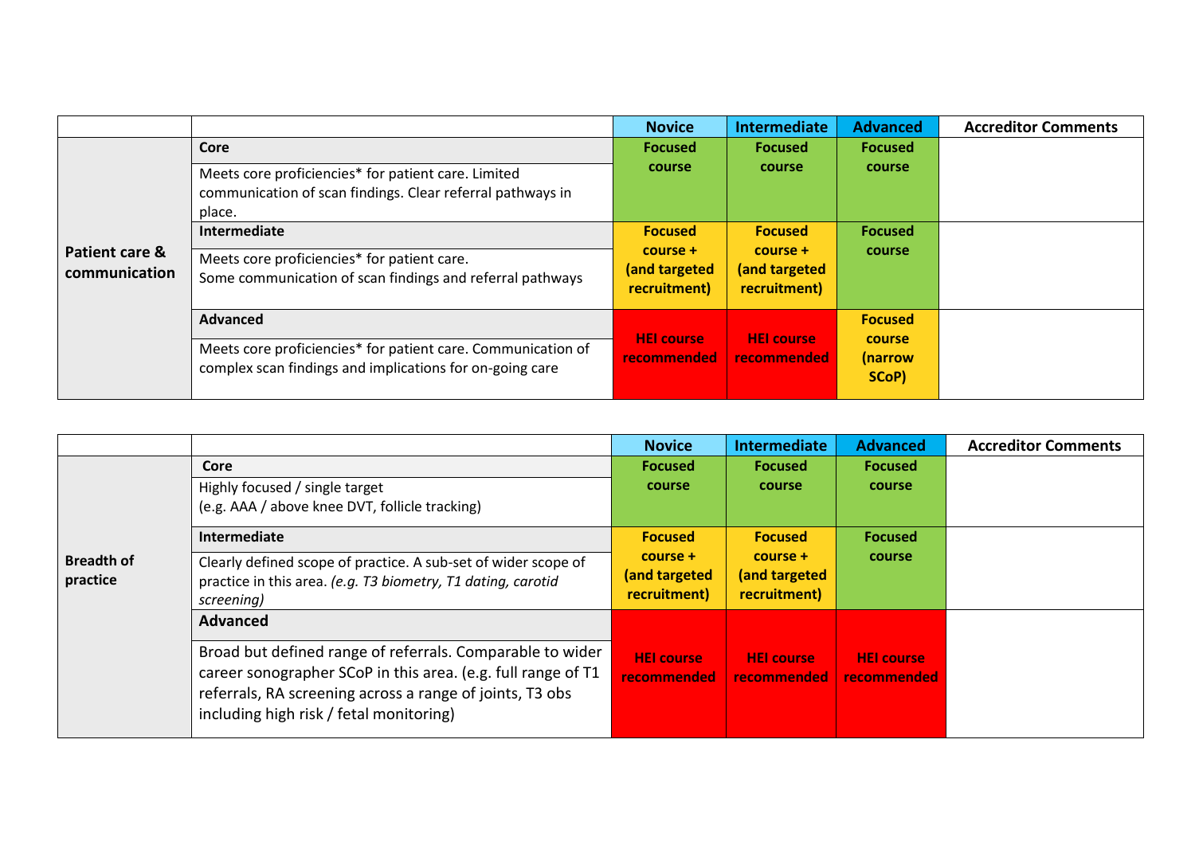| | | Novice | Intermediate | Advanced | Accreditor Comments |
|---|---|---|---|---|---|
| **Patient care & communication** | **Core**<br>Meets core proficiencies* for patient care. Limited communication of scan findings. Clear referral pathways in place. | **Focused course** | **Focused course** | **Focused course** | |
| | **Intermediate**<br>Meets core proficiencies* for patient care.<br>Some communication of scan findings and referral pathways | **Focused course + (and targeted recruitment)** | **Focused course + (and targeted recruitment)** | **Focused course** | |
| | **Advanced**<br>Meets core proficiencies* for patient care. Communication of complex scan findings and implications for on-going care | **HEI course recommended** | **HEI course recommended** | **Focused course (narrow SCoP)** | |

| | | Novice | Intermediate | Advanced | Accreditor Comments |
|---|---|---|---|---|---|
| **Breadth of practice** | **Core**<br>Highly focused / single target<br>(e.g. AAA / above knee DVT, follicle tracking) | **Focused course** | **Focused course** | **Focused course** | |
| | **Intermediate**<br>Clearly defined scope of practice. A sub-set of wider scope of practice in this area. *(e.g. T3 biometry, T1 dating, carotid screening)* | **Focused course + (and targeted recruitment)** | **Focused course + (and targeted recruitment)** | **Focused course** | |
| | **Advanced**<br>Broad but defined range of referrals. Comparable to wider career sonographer SCoP in this area. (e.g. full range of T1 referrals, RA screening across a range of joints, T3 obs including high risk / fetal monitoring) | **HEI course recommended** | **HEI course recommended** | **HEI course recommended** | |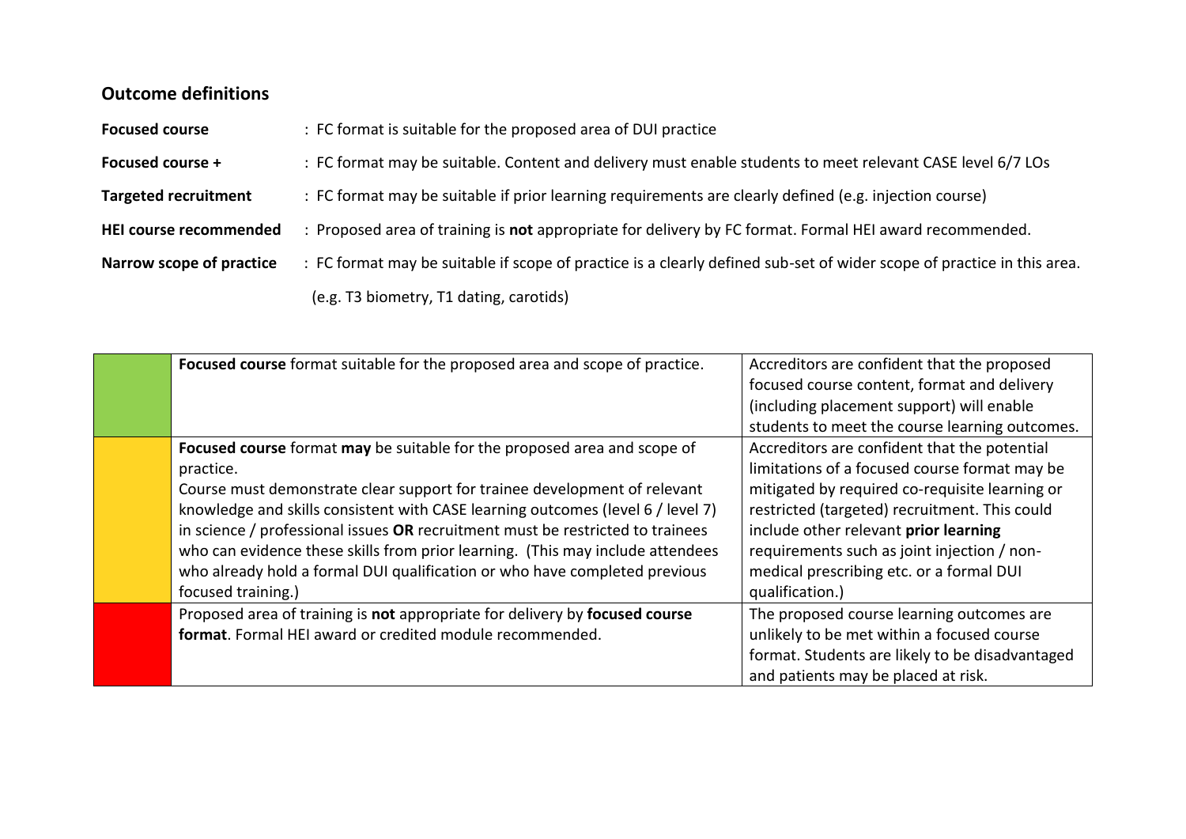## Outcome definitions

**Focused course** : FC format is suitable for the proposed area of DUI practice

**Focused course +** : FC format may be suitable. Content and delivery must enable students to meet relevant CASE level 6/7 LOs

**Targeted recruitment** : FC format may be suitable if prior learning requirements are clearly defined (e.g. injection course)

**HEI course recommended** : Proposed area of training is **not** appropriate for delivery by FC format. Formal HEI award recommended.

**Narrow scope of practice** : FC format may be suitable if scope of practice is a clearly defined sub-set of wider scope of practice in this area. (e.g. T3 biometry, T1 dating, carotids)

| Colour | Outcome | Description |
|---|---|---|
| Green | **Focused course** format suitable for the proposed area and scope of practice. | Accreditors are confident that the proposed focused course content, format and delivery (including placement support) will enable students to meet the course learning outcomes. |
| Yellow | **Focused course** format **may** be suitable for the proposed area and scope of practice.<br>Course must demonstrate clear support for trainee development of relevant knowledge and skills consistent with CASE learning outcomes (level 6 / level 7) in science / professional issues **OR** recruitment must be restricted to trainees who can evidence these skills from prior learning. (This may include attendees who already hold a formal DUI qualification or who have completed previous focused training.) | Accreditors are confident that the potential limitations of a focused course format may be mitigated by required co-requisite learning or restricted (targeted) recruitment. This could include other relevant **prior learning** requirements such as joint injection / non-medical prescribing etc. or a formal DUI qualification.) |
| Red | Proposed area of training is **not** appropriate for delivery by **focused course format**. Formal HEI award or credited module recommended. | The proposed course learning outcomes are unlikely to be met within a focused course format. Students are likely to be disadvantaged and patients may be placed at risk. |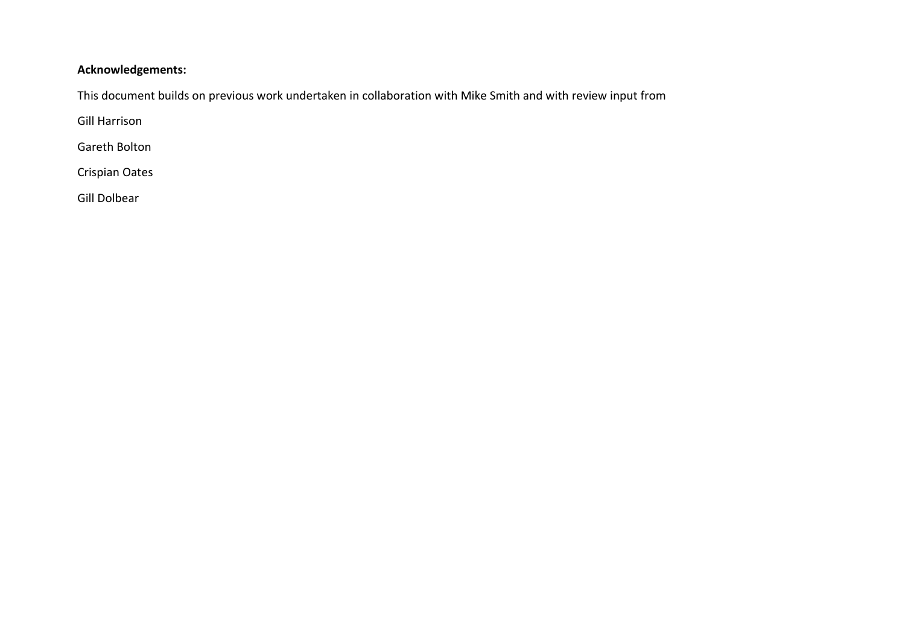**Acknowledgements:**

This document builds on previous work undertaken in collaboration with Mike Smith and with review input from

Gill Harrison

Gareth Bolton

Crispian Oates

Gill Dolbear